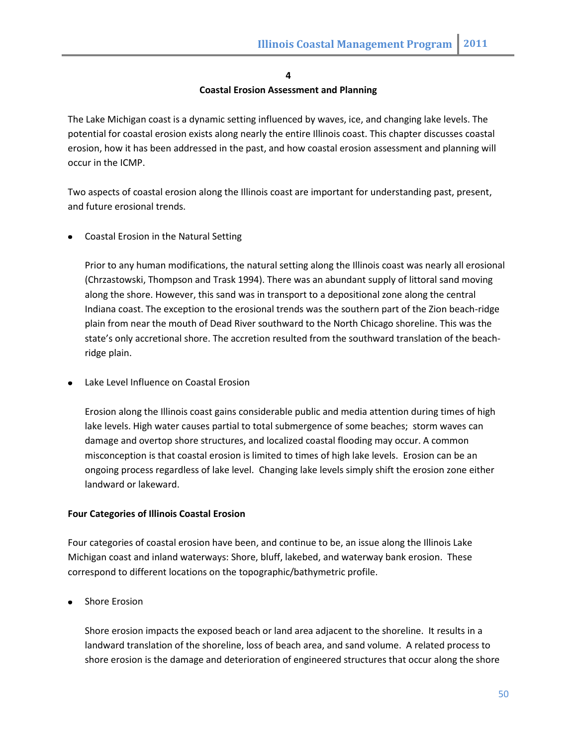# 4
# Coastal Erosion Assessment and Planning

The Lake Michigan coast is a dynamic setting influenced by waves, ice, and changing lake levels. The potential for coastal erosion exists along nearly the entire Illinois coast. This chapter discusses coastal erosion, how it has been addressed in the past, and how coastal erosion assessment and planning will occur in the ICMP.

Two aspects of coastal erosion along the Illinois coast are important for understanding past, present, and future erosional trends.

- Coastal Erosion in the Natural Setting

  Prior to any human modifications, the natural setting along the Illinois coast was nearly all erosional (Chrzastowski, Thompson and Trask 1994). There was an abundant supply of littoral sand moving along the shore. However, this sand was in transport to a depositional zone along the central Indiana coast. The exception to the erosional trends was the southern part of the Zion beach-ridge plain from near the mouth of Dead River southward to the North Chicago shoreline. This was the state's only accretional shore. The accretion resulted from the southward translation of the beach-ridge plain.

- Lake Level Influence on Coastal Erosion

  Erosion along the Illinois coast gains considerable public and media attention during times of high lake levels. High water causes partial to total submergence of some beaches; storm waves can damage and overtop shore structures, and localized coastal flooding may occur. A common misconception is that coastal erosion is limited to times of high lake levels. Erosion can be an ongoing process regardless of lake level. Changing lake levels simply shift the erosion zone either landward or lakeward.

**Four Categories of Illinois Coastal Erosion**

Four categories of coastal erosion have been, and continue to be, an issue along the Illinois Lake Michigan coast and inland waterways: Shore, bluff, lakebed, and waterway bank erosion. These correspond to different locations on the topographic/bathymetric profile.

- Shore Erosion

  Shore erosion impacts the exposed beach or land area adjacent to the shoreline. It results in a landward translation of the shoreline, loss of beach area, and sand volume. A related process to shore erosion is the damage and deterioration of engineered structures that occur along the shore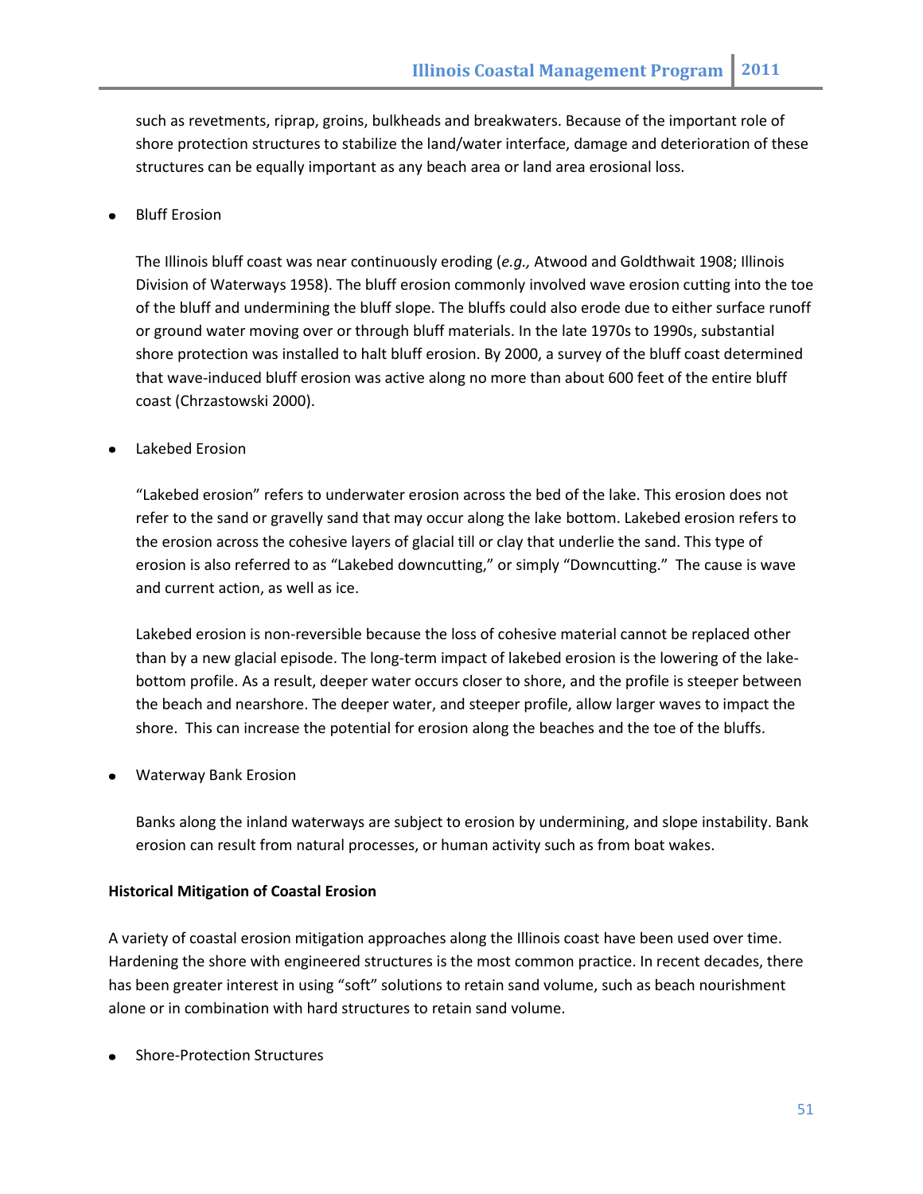such as revetments, riprap, groins, bulkheads and breakwaters. Because of the important role of shore protection structures to stabilize the land/water interface, damage and deterioration of these structures can be equally important as any beach area or land area erosional loss.

- Bluff Erosion

  The Illinois bluff coast was near continuously eroding (*e.g.,* Atwood and Goldthwait 1908; Illinois Division of Waterways 1958). The bluff erosion commonly involved wave erosion cutting into the toe of the bluff and undermining the bluff slope. The bluffs could also erode due to either surface runoff or ground water moving over or through bluff materials. In the late 1970s to 1990s, substantial shore protection was installed to halt bluff erosion. By 2000, a survey of the bluff coast determined that wave-induced bluff erosion was active along no more than about 600 feet of the entire bluff coast (Chrzastowski 2000).

- Lakebed Erosion

  "Lakebed erosion" refers to underwater erosion across the bed of the lake. This erosion does not refer to the sand or gravelly sand that may occur along the lake bottom. Lakebed erosion refers to the erosion across the cohesive layers of glacial till or clay that underlie the sand. This type of erosion is also referred to as "Lakebed downcutting," or simply "Downcutting." The cause is wave and current action, as well as ice.

  Lakebed erosion is non-reversible because the loss of cohesive material cannot be replaced other than by a new glacial episode. The long-term impact of lakebed erosion is the lowering of the lake-bottom profile. As a result, deeper water occurs closer to shore, and the profile is steeper between the beach and nearshore. The deeper water, and steeper profile, allow larger waves to impact the shore. This can increase the potential for erosion along the beaches and the toe of the bluffs.

- Waterway Bank Erosion

  Banks along the inland waterways are subject to erosion by undermining, and slope instability. Bank erosion can result from natural processes, or human activity such as from boat wakes.

**Historical Mitigation of Coastal Erosion**

A variety of coastal erosion mitigation approaches along the Illinois coast have been used over time. Hardening the shore with engineered structures is the most common practice. In recent decades, there has been greater interest in using "soft" solutions to retain sand volume, such as beach nourishment alone or in combination with hard structures to retain sand volume.

- Shore-Protection Structures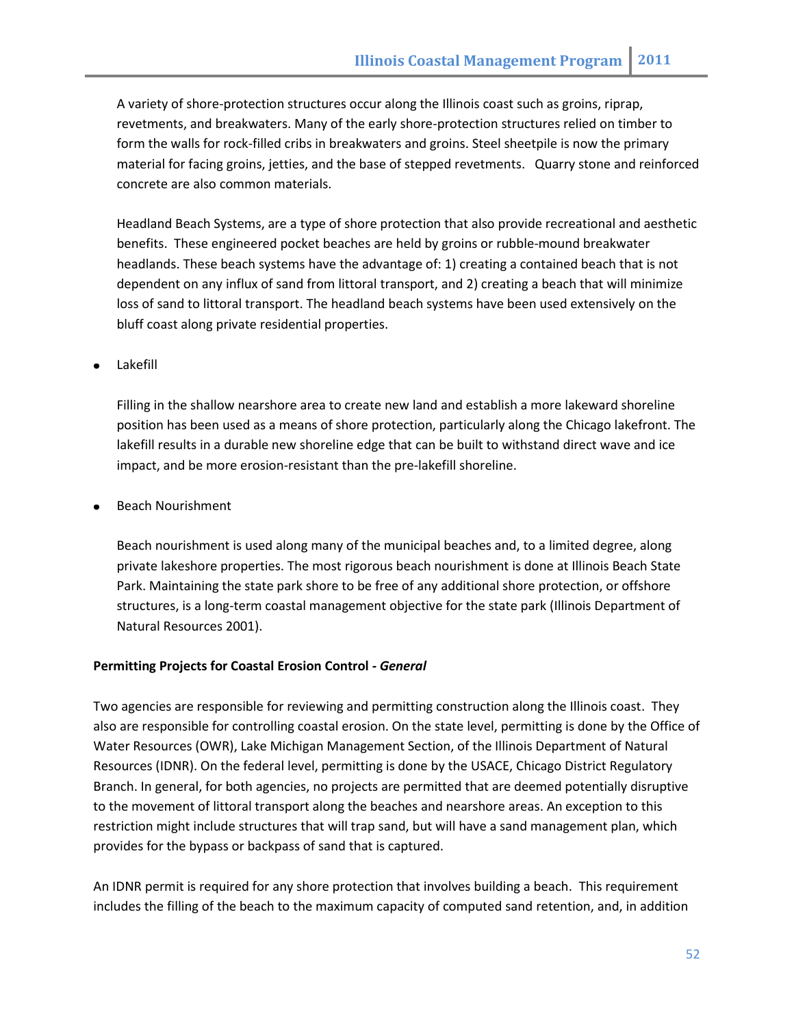A variety of shore-protection structures occur along the Illinois coast such as groins, riprap, revetments, and breakwaters. Many of the early shore-protection structures relied on timber to form the walls for rock-filled cribs in breakwaters and groins. Steel sheetpile is now the primary material for facing groins, jetties, and the base of stepped revetments. Quarry stone and reinforced concrete are also common materials.

Headland Beach Systems, are a type of shore protection that also provide recreational and aesthetic benefits. These engineered pocket beaches are held by groins or rubble-mound breakwater headlands. These beach systems have the advantage of: 1) creating a contained beach that is not dependent on any influx of sand from littoral transport, and 2) creating a beach that will minimize loss of sand to littoral transport. The headland beach systems have been used extensively on the bluff coast along private residential properties.

- Lakefill

  Filling in the shallow nearshore area to create new land and establish a more lakeward shoreline position has been used as a means of shore protection, particularly along the Chicago lakefront. The lakefill results in a durable new shoreline edge that can be built to withstand direct wave and ice impact, and be more erosion-resistant than the pre-lakefill shoreline.

- Beach Nourishment

  Beach nourishment is used along many of the municipal beaches and, to a limited degree, along private lakeshore properties. The most rigorous beach nourishment is done at Illinois Beach State Park. Maintaining the state park shore to be free of any additional shore protection, or offshore structures, is a long-term coastal management objective for the state park (Illinois Department of Natural Resources 2001).

**Permitting Projects for Coastal Erosion Control - *General***

Two agencies are responsible for reviewing and permitting construction along the Illinois coast. They also are responsible for controlling coastal erosion. On the state level, permitting is done by the Office of Water Resources (OWR), Lake Michigan Management Section, of the Illinois Department of Natural Resources (IDNR). On the federal level, permitting is done by the USACE, Chicago District Regulatory Branch. In general, for both agencies, no projects are permitted that are deemed potentially disruptive to the movement of littoral transport along the beaches and nearshore areas. An exception to this restriction might include structures that will trap sand, but will have a sand management plan, which provides for the bypass or backpass of sand that is captured.

An IDNR permit is required for any shore protection that involves building a beach. This requirement includes the filling of the beach to the maximum capacity of computed sand retention, and, in addition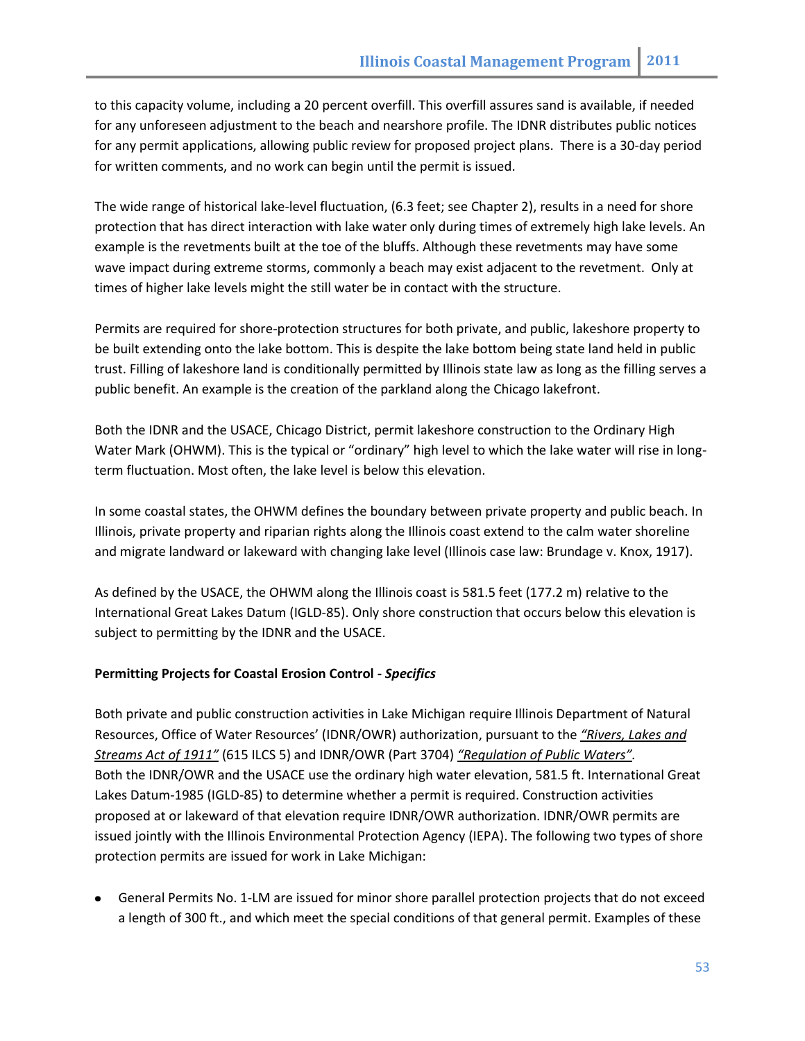to this capacity volume, including a 20 percent overfill. This overfill assures sand is available, if needed for any unforeseen adjustment to the beach and nearshore profile. The IDNR distributes public notices for any permit applications, allowing public review for proposed project plans. There is a 30-day period for written comments, and no work can begin until the permit is issued.

The wide range of historical lake-level fluctuation, (6.3 feet; see Chapter 2), results in a need for shore protection that has direct interaction with lake water only during times of extremely high lake levels. An example is the revetments built at the toe of the bluffs. Although these revetments may have some wave impact during extreme storms, commonly a beach may exist adjacent to the revetment. Only at times of higher lake levels might the still water be in contact with the structure.

Permits are required for shore-protection structures for both private, and public, lakeshore property to be built extending onto the lake bottom. This is despite the lake bottom being state land held in public trust. Filling of lakeshore land is conditionally permitted by Illinois state law as long as the filling serves a public benefit. An example is the creation of the parkland along the Chicago lakefront.

Both the IDNR and the USACE, Chicago District, permit lakeshore construction to the Ordinary High Water Mark (OHWM). This is the typical or "ordinary" high level to which the lake water will rise in long-term fluctuation. Most often, the lake level is below this elevation.

In some coastal states, the OHWM defines the boundary between private property and public beach. In Illinois, private property and riparian rights along the Illinois coast extend to the calm water shoreline and migrate landward or lakeward with changing lake level (Illinois case law: Brundage v. Knox, 1917).

As defined by the USACE, the OHWM along the Illinois coast is 581.5 feet (177.2 m) relative to the International Great Lakes Datum (IGLD-85). Only shore construction that occurs below this elevation is subject to permitting by the IDNR and the USACE.

**Permitting Projects for Coastal Erosion Control - *Specifics***

Both private and public construction activities in Lake Michigan require Illinois Department of Natural Resources, Office of Water Resources' (IDNR/OWR) authorization, pursuant to the *"Rivers, Lakes and Streams Act of 1911"* (615 ILCS 5) and IDNR/OWR (Part 3704) *"Regulation of Public Waters"*. Both the IDNR/OWR and the USACE use the ordinary high water elevation, 581.5 ft. International Great Lakes Datum-1985 (IGLD-85) to determine whether a permit is required. Construction activities proposed at or lakeward of that elevation require IDNR/OWR authorization. IDNR/OWR permits are issued jointly with the Illinois Environmental Protection Agency (IEPA). The following two types of shore protection permits are issued for work in Lake Michigan:

- General Permits No. 1-LM are issued for minor shore parallel protection projects that do not exceed a length of 300 ft., and which meet the special conditions of that general permit. Examples of these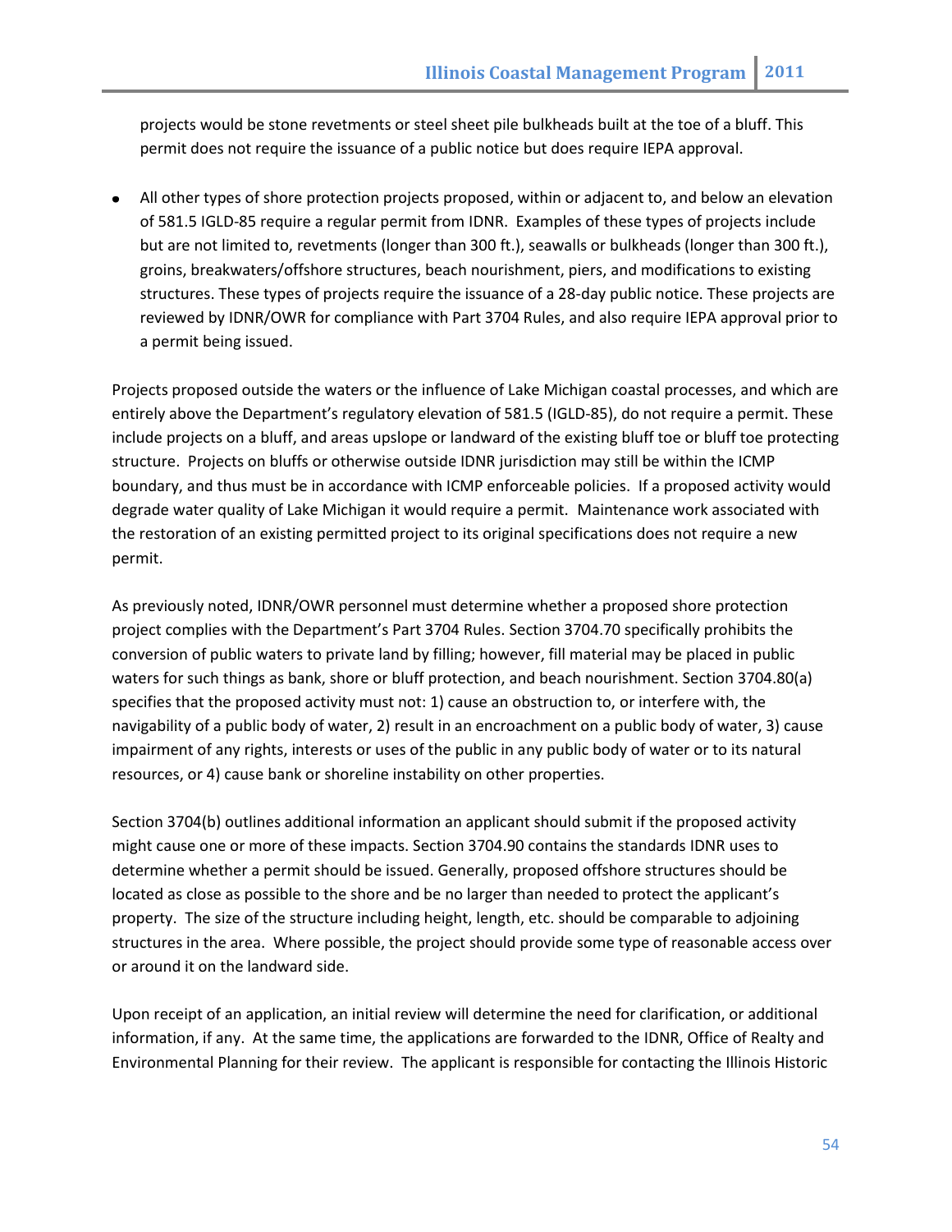projects would be stone revetments or steel sheet pile bulkheads built at the toe of a bluff. This permit does not require the issuance of a public notice but does require IEPA approval.

- All other types of shore protection projects proposed, within or adjacent to, and below an elevation of 581.5 IGLD-85 require a regular permit from IDNR. Examples of these types of projects include but are not limited to, revetments (longer than 300 ft.), seawalls or bulkheads (longer than 300 ft.), groins, breakwaters/offshore structures, beach nourishment, piers, and modifications to existing structures. These types of projects require the issuance of a 28-day public notice. These projects are reviewed by IDNR/OWR for compliance with Part 3704 Rules, and also require IEPA approval prior to a permit being issued.

Projects proposed outside the waters or the influence of Lake Michigan coastal processes, and which are entirely above the Department's regulatory elevation of 581.5 (IGLD-85), do not require a permit. These include projects on a bluff, and areas upslope or landward of the existing bluff toe or bluff toe protecting structure. Projects on bluffs or otherwise outside IDNR jurisdiction may still be within the ICMP boundary, and thus must be in accordance with ICMP enforceable policies. If a proposed activity would degrade water quality of Lake Michigan it would require a permit. Maintenance work associated with the restoration of an existing permitted project to its original specifications does not require a new permit.

As previously noted, IDNR/OWR personnel must determine whether a proposed shore protection project complies with the Department's Part 3704 Rules. Section 3704.70 specifically prohibits the conversion of public waters to private land by filling; however, fill material may be placed in public waters for such things as bank, shore or bluff protection, and beach nourishment. Section 3704.80(a) specifies that the proposed activity must not: 1) cause an obstruction to, or interfere with, the navigability of a public body of water, 2) result in an encroachment on a public body of water, 3) cause impairment of any rights, interests or uses of the public in any public body of water or to its natural resources, or 4) cause bank or shoreline instability on other properties.

Section 3704(b) outlines additional information an applicant should submit if the proposed activity might cause one or more of these impacts. Section 3704.90 contains the standards IDNR uses to determine whether a permit should be issued. Generally, proposed offshore structures should be located as close as possible to the shore and be no larger than needed to protect the applicant's property. The size of the structure including height, length, etc. should be comparable to adjoining structures in the area. Where possible, the project should provide some type of reasonable access over or around it on the landward side.

Upon receipt of an application, an initial review will determine the need for clarification, or additional information, if any. At the same time, the applications are forwarded to the IDNR, Office of Realty and Environmental Planning for their review. The applicant is responsible for contacting the Illinois Historic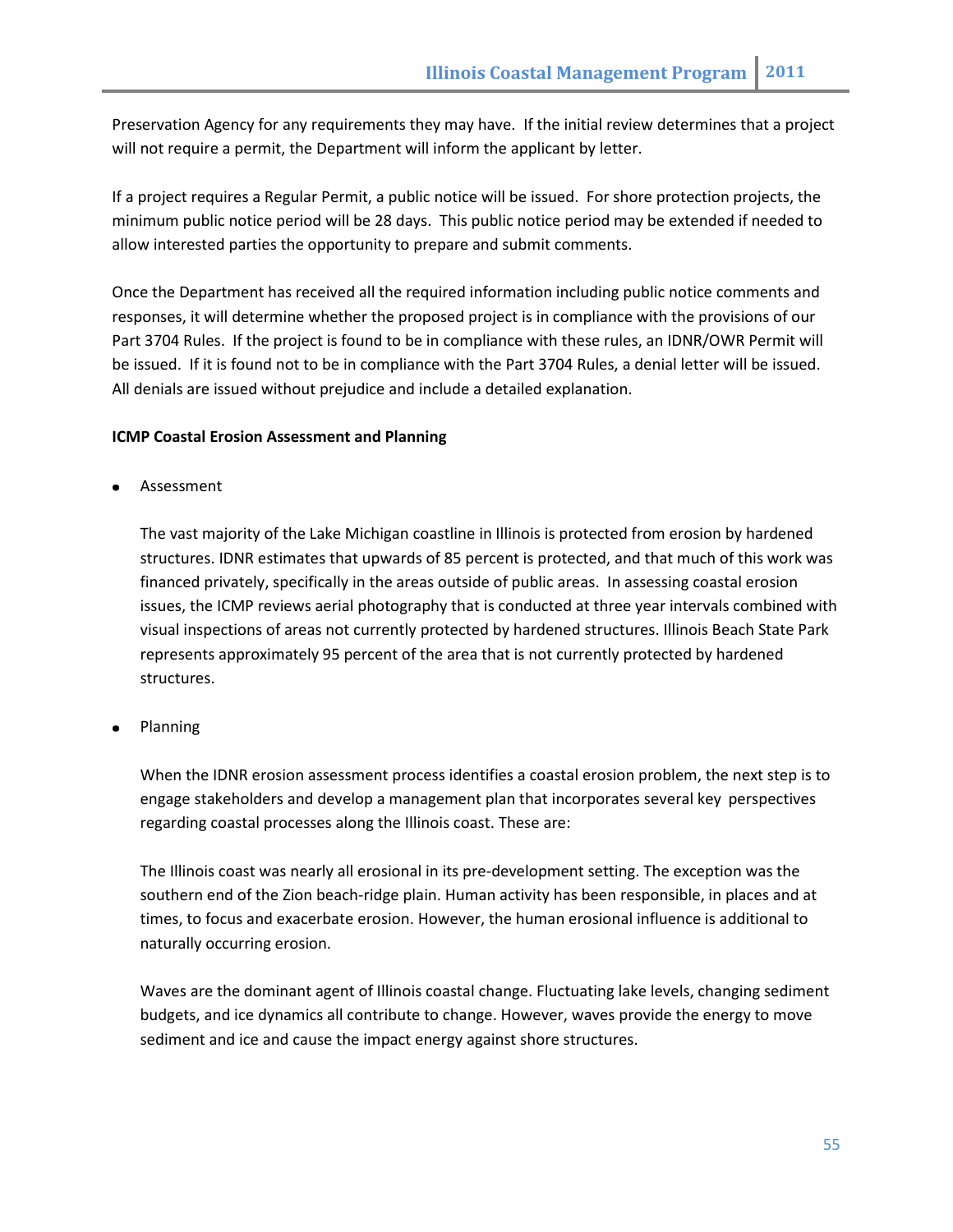Preservation Agency for any requirements they may have. If the initial review determines that a project will not require a permit, the Department will inform the applicant by letter.

If a project requires a Regular Permit, a public notice will be issued. For shore protection projects, the minimum public notice period will be 28 days. This public notice period may be extended if needed to allow interested parties the opportunity to prepare and submit comments.

Once the Department has received all the required information including public notice comments and responses, it will determine whether the proposed project is in compliance with the provisions of our Part 3704 Rules. If the project is found to be in compliance with these rules, an IDNR/OWR Permit will be issued. If it is found not to be in compliance with the Part 3704 Rules, a denial letter will be issued. All denials are issued without prejudice and include a detailed explanation.

**ICMP Coastal Erosion Assessment and Planning**

- Assessment

  The vast majority of the Lake Michigan coastline in Illinois is protected from erosion by hardened structures. IDNR estimates that upwards of 85 percent is protected, and that much of this work was financed privately, specifically in the areas outside of public areas. In assessing coastal erosion issues, the ICMP reviews aerial photography that is conducted at three year intervals combined with visual inspections of areas not currently protected by hardened structures. Illinois Beach State Park represents approximately 95 percent of the area that is not currently protected by hardened structures.

- Planning

  When the IDNR erosion assessment process identifies a coastal erosion problem, the next step is to engage stakeholders and develop a management plan that incorporates several key perspectives regarding coastal processes along the Illinois coast. These are:

  The Illinois coast was nearly all erosional in its pre-development setting. The exception was the southern end of the Zion beach-ridge plain. Human activity has been responsible, in places and at times, to focus and exacerbate erosion. However, the human erosional influence is additional to naturally occurring erosion.

  Waves are the dominant agent of Illinois coastal change. Fluctuating lake levels, changing sediment budgets, and ice dynamics all contribute to change. However, waves provide the energy to move sediment and ice and cause the impact energy against shore structures.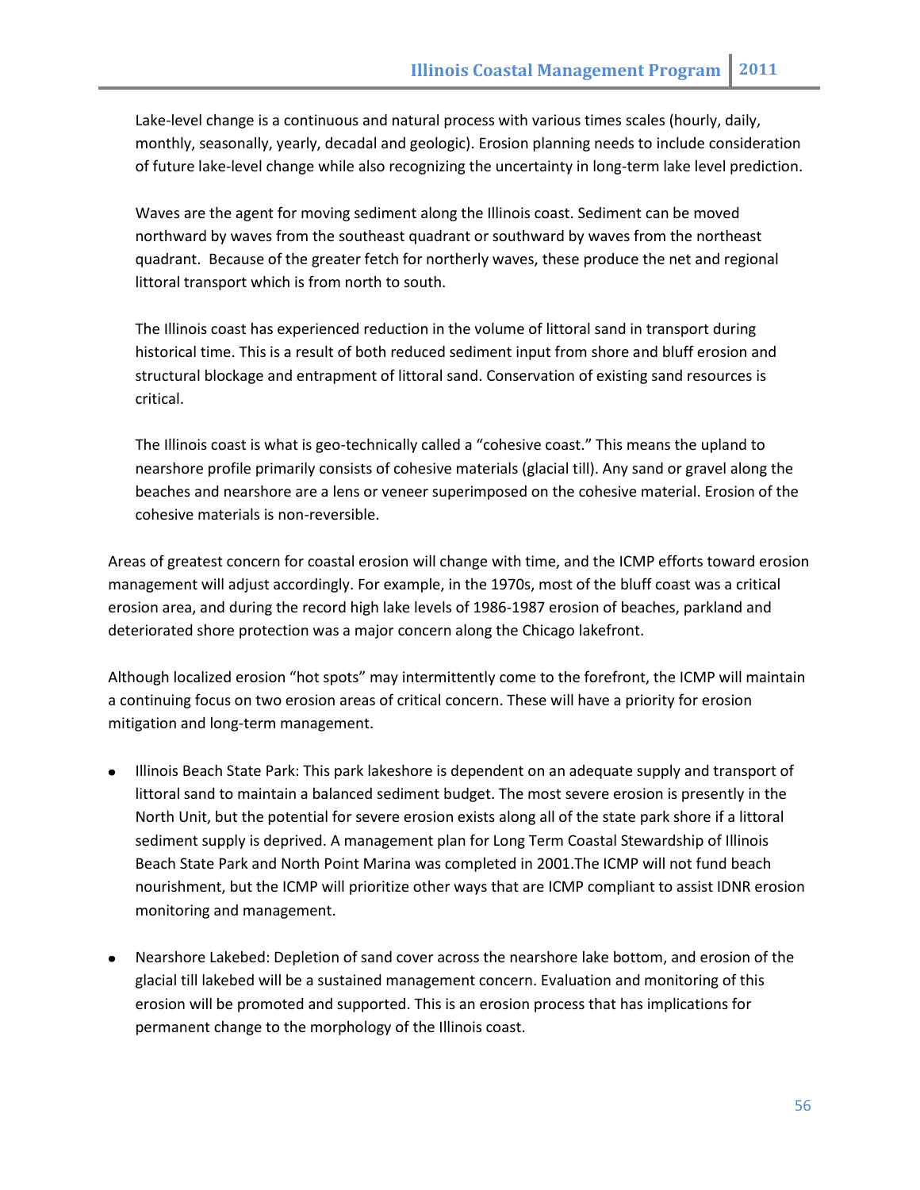Lake-level change is a continuous and natural process with various times scales (hourly, daily, monthly, seasonally, yearly, decadal and geologic). Erosion planning needs to include consideration of future lake-level change while also recognizing the uncertainty in long-term lake level prediction.

Waves are the agent for moving sediment along the Illinois coast. Sediment can be moved northward by waves from the southeast quadrant or southward by waves from the northeast quadrant. Because of the greater fetch for northerly waves, these produce the net and regional littoral transport which is from north to south.

The Illinois coast has experienced reduction in the volume of littoral sand in transport during historical time. This is a result of both reduced sediment input from shore and bluff erosion and structural blockage and entrapment of littoral sand. Conservation of existing sand resources is critical.

The Illinois coast is what is geo-technically called a "cohesive coast." This means the upland to nearshore profile primarily consists of cohesive materials (glacial till). Any sand or gravel along the beaches and nearshore are a lens or veneer superimposed on the cohesive material. Erosion of the cohesive materials is non-reversible.

Areas of greatest concern for coastal erosion will change with time, and the ICMP efforts toward erosion management will adjust accordingly. For example, in the 1970s, most of the bluff coast was a critical erosion area, and during the record high lake levels of 1986-1987 erosion of beaches, parkland and deteriorated shore protection was a major concern along the Chicago lakefront.

Although localized erosion "hot spots" may intermittently come to the forefront, the ICMP will maintain a continuing focus on two erosion areas of critical concern. These will have a priority for erosion mitigation and long-term management.

- Illinois Beach State Park: This park lakeshore is dependent on an adequate supply and transport of littoral sand to maintain a balanced sediment budget. The most severe erosion is presently in the North Unit, but the potential for severe erosion exists along all of the state park shore if a littoral sediment supply is deprived. A management plan for Long Term Coastal Stewardship of Illinois Beach State Park and North Point Marina was completed in 2001.The ICMP will not fund beach nourishment, but the ICMP will prioritize other ways that are ICMP compliant to assist IDNR erosion monitoring and management.

- Nearshore Lakebed: Depletion of sand cover across the nearshore lake bottom, and erosion of the glacial till lakebed will be a sustained management concern. Evaluation and monitoring of this erosion will be promoted and supported. This is an erosion process that has implications for permanent change to the morphology of the Illinois coast.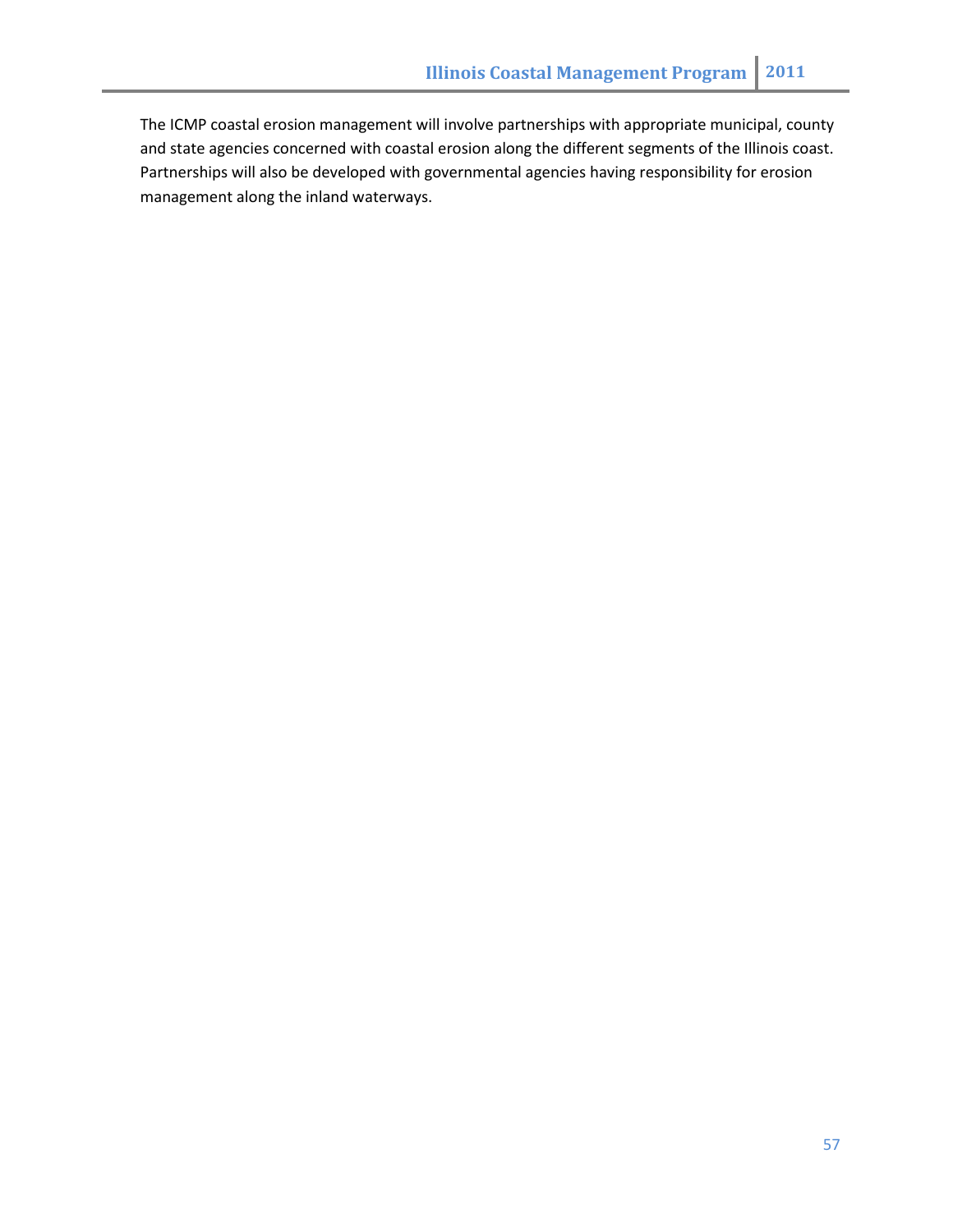The ICMP coastal erosion management will involve partnerships with appropriate municipal, county and state agencies concerned with coastal erosion along the different segments of the Illinois coast. Partnerships will also be developed with governmental agencies having responsibility for erosion management along the inland waterways.